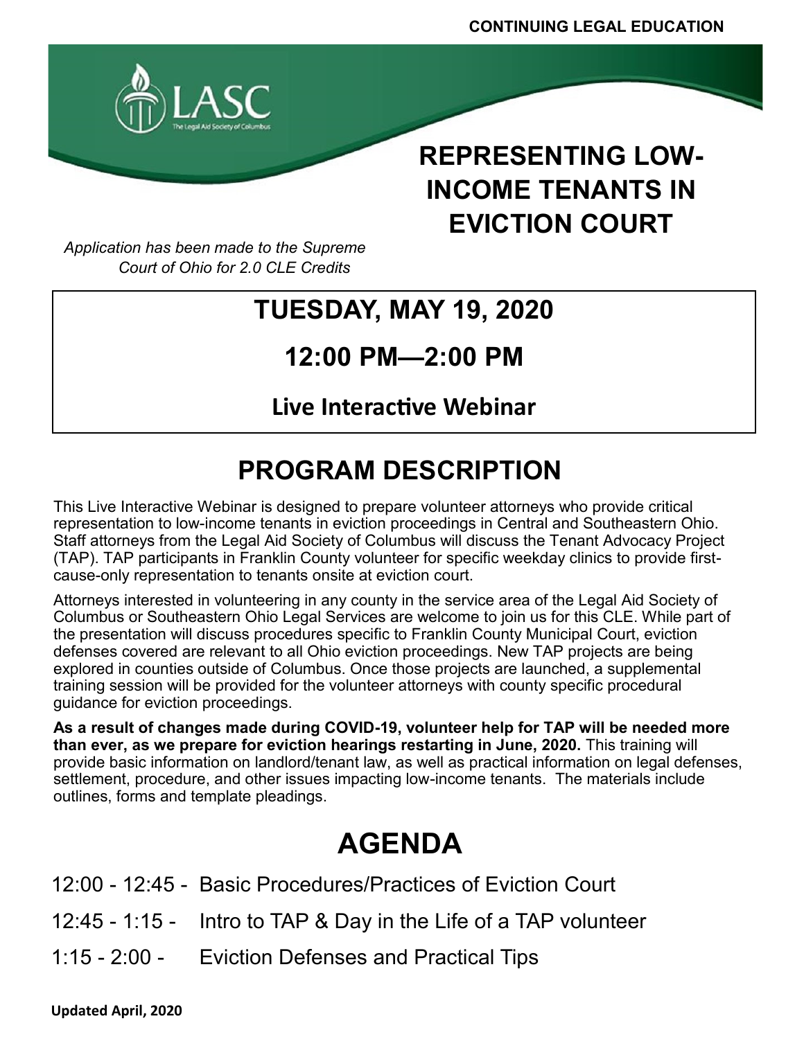CONTINUING LEGAL EDUCATION

LASC

The Legal Aid Society of Columbus

# REPRESENTING LOW-INCOME TENANTS IN EVICTION COURT

*Application has been made to the Supreme Court of Ohio for 2.0 CLE Credits*

## TUESDAY, MAY 19, 2020

## 12:00 PM—2:00 PM

### Live Interactive Webinar

## PROGRAM DESCRIPTION

This Live Interactive Webinar is designed to prepare volunteer attorneys who provide critical representation to low-income tenants in eviction proceedings in Central and Southeastern Ohio. Staff attorneys from the Legal Aid Society of Columbus will discuss the Tenant Advocacy Project (TAP). TAP participants in Franklin County volunteer for specific weekday clinics to provide first-cause-only representation to tenants onsite at eviction court.

Attorneys interested in volunteering in any county in the service area of the Legal Aid Society of Columbus or Southeastern Ohio Legal Services are welcome to join us for this CLE. While part of the presentation will discuss procedures specific to Franklin County Municipal Court, eviction defenses covered are relevant to all Ohio eviction proceedings. New TAP projects are being explored in counties outside of Columbus. Once those projects are launched, a supplemental training session will be provided for the volunteer attorneys with county specific procedural guidance for eviction proceedings.

**As a result of changes made during COVID-19, volunteer help for TAP will be needed more than ever, as we prepare for eviction hearings restarting in June, 2020.** This training will provide basic information on landlord/tenant law, as well as practical information on legal defenses, settlement, procedure, and other issues impacting low-income tenants. The materials include outlines, forms and template pleadings.

## AGENDA

12:00 - 12:45 - Basic Procedures/Practices of Eviction Court

12:45 - 1:15 - Intro to TAP & Day in the Life of a TAP volunteer

1:15 - 2:00 - Eviction Defenses and Practical Tips

**Updated April, 2020**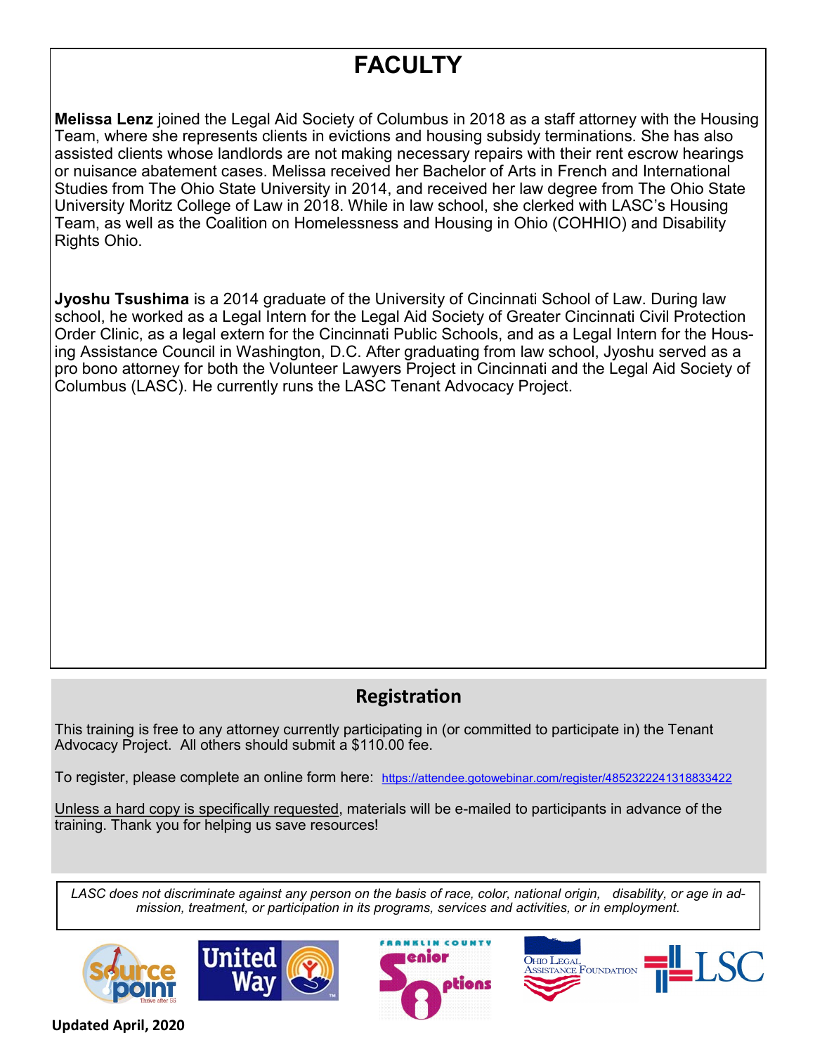# FACULTY

**Melissa Lenz** joined the Legal Aid Society of Columbus in 2018 as a staff attorney with the Housing Team, where she represents clients in evictions and housing subsidy terminations. She has also assisted clients whose landlords are not making necessary repairs with their rent escrow hearings or nuisance abatement cases. Melissa received her Bachelor of Arts in French and International Studies from The Ohio State University in 2014, and received her law degree from The Ohio State University Moritz College of Law in 2018. While in law school, she clerked with LASC's Housing Team, as well as the Coalition on Homelessness and Housing in Ohio (COHHIO) and Disability Rights Ohio.

**Jyoshu Tsushima** is a 2014 graduate of the University of Cincinnati School of Law. During law school, he worked as a Legal Intern for the Legal Aid Society of Greater Cincinnati Civil Protection Order Clinic, as a legal extern for the Cincinnati Public Schools, and as a Legal Intern for the Housing Assistance Council in Washington, D.C. After graduating from law school, Jyoshu served as a pro bono attorney for both the Volunteer Lawyers Project in Cincinnati and the Legal Aid Society of Columbus (LASC). He currently runs the LASC Tenant Advocacy Project.

## Registration

This training is free to any attorney currently participating in (or committed to participate in) the Tenant Advocacy Project. All others should submit a $110.00 fee.

To register, please complete an online form here: https://attendee.gotowebinar.com/register/4852322241318833422

Unless a hard copy is specifically requested, materials will be e-mailed to participants in advance of the training. Thank you for helping us save resources!

*LASC does not discriminate against any person on the basis of race, color, national origin, disability, or age in admission, treatment, or participation in its programs, services and activities, or in employment.*

Source Point — Thrive after 55 | United Way | Franklin County Senior Options | Ohio Legal Assistance Foundation | LSC

**Updated April, 2020**